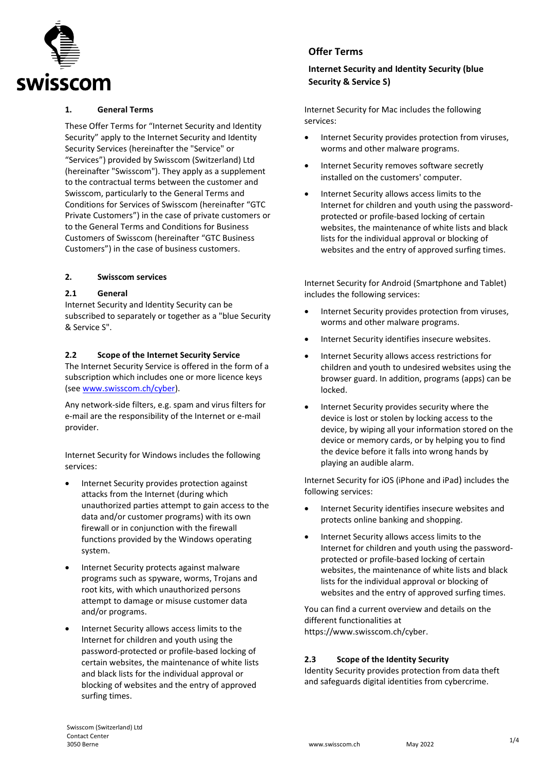# Offer Terms

## Internet Security and Identity Security (blue Security & Service S)

### 1. General Terms

These Offer Terms for "Internet Security and Identity Security" apply to the Internet Security and Identity Security Services (hereinafter the "Service" or "Services") provided by Swisscom (Switzerland) Ltd (hereinafter "Swisscom"). They apply as a supplement to the contractual terms between the customer and Swisscom, particularly to the General Terms and Conditions for Services of Swisscom (hereinafter "GTC Private Customers") in the case of private customers or to the General Terms and Conditions for Business Customers of Swisscom (hereinafter "GTC Business Customers") in the case of business customers.

### 2. Swisscom services

#### 2.1 General

Internet Security and Identity Security can be subscribed to separately or together as a "blue Security & Service S".

#### 2.2 Scope of the Internet Security Service

The Internet Security Service is offered in the form of a subscription which includes one or more licence keys (see [www.swisscom.ch/cyber](www.swisscom.ch/cyber)).

Any network-side filters, e.g. spam and virus filters for e-mail are the responsibility of the Internet or e-mail provider.

Internet Security for Windows includes the following services:

- Internet Security provides protection against attacks from the Internet (during which unauthorized parties attempt to gain access to the data and/or customer programs) with its own firewall or in conjunction with the firewall functions provided by the Windows operating system.
- Internet Security protects against malware programs such as spyware, worms, Trojans and root kits, with which unauthorized persons attempt to damage or misuse customer data and/or programs.
- Internet Security allows access limits to the Internet for children and youth using the password-protected or profile-based locking of certain websites, the maintenance of white lists and black lists for the individual approval or blocking of websites and the entry of approved surfing times.

Internet Security for Mac includes the following services:

- Internet Security provides protection from viruses, worms and other malware programs.
- Internet Security removes software secretly installed on the customers' computer.
- Internet Security allows access limits to the Internet for children and youth using the password-protected or profile-based locking of certain websites, the maintenance of white lists and black lists for the individual approval or blocking of websites and the entry of approved surfing times.

Internet Security for Android (Smartphone and Tablet) includes the following services:

- Internet Security provides protection from viruses, worms and other malware programs.
- Internet Security identifies insecure websites.
- Internet Security allows access restrictions for children and youth to undesired websites using the browser guard. In addition, programs (apps) can be locked.
- Internet Security provides security where the device is lost or stolen by locking access to the device, by wiping all your information stored on the device or memory cards, or by helping you to find the device before it falls into wrong hands by playing an audible alarm.

Internet Security for iOS (iPhone and iPad) includes the following services:

- Internet Security identifies insecure websites and protects online banking and shopping.
- Internet Security allows access limits to the Internet for children and youth using the password-protected or profile-based locking of certain websites, the maintenance of white lists and black lists for the individual approval or blocking of websites and the entry of approved surfing times.

You can find a current overview and details on the different functionalities at https://www.swisscom.ch/cyber.

#### 2.3 Scope of the Identity Security

Identity Security provides protection from data theft and safeguards digital identities from cybercrime.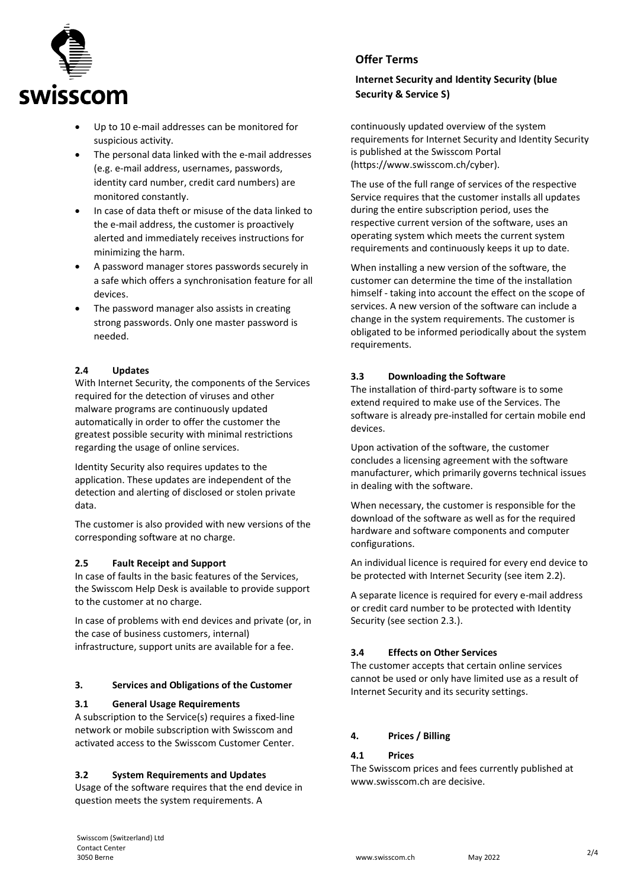- Up to 10 e-mail addresses can be monitored for suspicious activity.
- The personal data linked with the e-mail addresses (e.g. e-mail address, usernames, passwords, identity card number, credit card numbers) are monitored constantly.
- In case of data theft or misuse of the data linked to the e-mail address, the customer is proactively alerted and immediately receives instructions for minimizing the harm.
- A password manager stores passwords securely in a safe which offers a synchronisation feature for all devices.
- The password manager also assists in creating strong passwords. Only one master password is needed.

### 2.4 Updates

With Internet Security, the components of the Services required for the detection of viruses and other malware programs are continuously updated automatically in order to offer the customer the greatest possible security with minimal restrictions regarding the usage of online services.

Identity Security also requires updates to the application. These updates are independent of the detection and alerting of disclosed or stolen private data.

The customer is also provided with new versions of the corresponding software at no charge.

### 2.5 Fault Receipt and Support

In case of faults in the basic features of the Services, the Swisscom Help Desk is available to provide support to the customer at no charge.

In case of problems with end devices and private (or, in the case of business customers, internal) infrastructure, support units are available for a fee.

## 3. Services and Obligations of the Customer

### 3.1 General Usage Requirements

A subscription to the Service(s) requires a fixed-line network or mobile subscription with Swisscom and activated access to the Swisscom Customer Center.

### 3.2 System Requirements and Updates

Usage of the software requires that the end device in question meets the system requirements. A continuously updated overview of the system requirements for Internet Security and Identity Security is published at the Swisscom Portal (https://www.swisscom.ch/cyber).

The use of the full range of services of the respective Service requires that the customer installs all updates during the entire subscription period, uses the respective current version of the software, uses an operating system which meets the current system requirements and continuously keeps it up to date.

When installing a new version of the software, the customer can determine the time of the installation himself - taking into account the effect on the scope of services. A new version of the software can include a change in the system requirements. The customer is obligated to be informed periodically about the system requirements.

### 3.3 Downloading the Software

The installation of third-party software is to some extend required to make use of the Services. The software is already pre-installed for certain mobile end devices.

Upon activation of the software, the customer concludes a licensing agreement with the software manufacturer, which primarily governs technical issues in dealing with the software.

When necessary, the customer is responsible for the download of the software as well as for the required hardware and software components and computer configurations.

An individual licence is required for every end device to be protected with Internet Security (see item 2.2).

A separate licence is required for every e-mail address or credit card number to be protected with Identity Security (see section 2.3.).

### 3.4 Effects on Other Services

The customer accepts that certain online services cannot be used or only have limited use as a result of Internet Security and its security settings.

## 4. Prices / Billing

### 4.1 Prices

The Swisscom prices and fees currently published at www.swisscom.ch are decisive.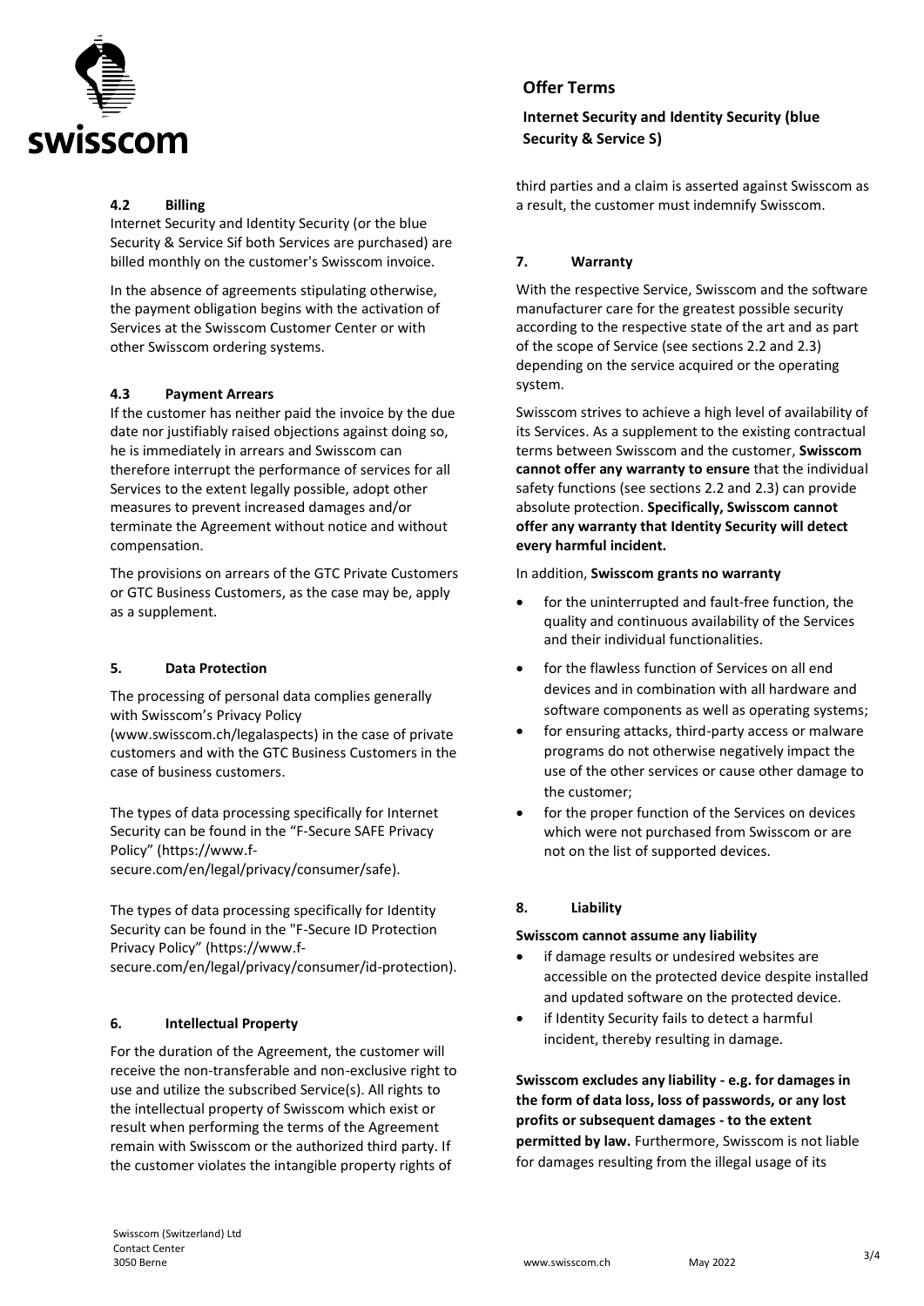### 4.2 Billing

Internet Security and Identity Security (or the blue Security & Service Sif both Services are purchased) are billed monthly on the customer's Swisscom invoice.

In the absence of agreements stipulating otherwise, the payment obligation begins with the activation of Services at the Swisscom Customer Center or with other Swisscom ordering systems.

### 4.3 Payment Arrears

If the customer has neither paid the invoice by the due date nor justifiably raised objections against doing so, he is immediately in arrears and Swisscom can therefore interrupt the performance of services for all Services to the extent legally possible, adopt other measures to prevent increased damages and/or terminate the Agreement without notice and without compensation.

The provisions on arrears of the GTC Private Customers or GTC Business Customers, as the case may be, apply as a supplement.

## 5. Data Protection

The processing of personal data complies generally with Swisscom's Privacy Policy (www.swisscom.ch/legalaspects) in the case of private customers and with the GTC Business Customers in the case of business customers.

The types of data processing specifically for Internet Security can be found in the "F-Secure SAFE Privacy Policy" (https://www.f-secure.com/en/legal/privacy/consumer/safe).

The types of data processing specifically for Identity Security can be found in the "F-Secure ID Protection Privacy Policy" (https://www.f-secure.com/en/legal/privacy/consumer/id-protection).

## 6. Intellectual Property

For the duration of the Agreement, the customer will receive the non-transferable and non-exclusive right to use and utilize the subscribed Service(s). All rights to the intellectual property of Swisscom which exist or result when performing the terms of the Agreement remain with Swisscom or the authorized third party. If the customer violates the intangible property rights of third parties and a claim is asserted against Swisscom as a result, the customer must indemnify Swisscom.

## 7. Warranty

With the respective Service, Swisscom and the software manufacturer care for the greatest possible security according to the respective state of the art and as part of the scope of Service (see sections 2.2 and 2.3) depending on the service acquired or the operating system.

Swisscom strives to achieve a high level of availability of its Services. As a supplement to the existing contractual terms between Swisscom and the customer, **Swisscom cannot offer any warranty to ensure** that the individual safety functions (see sections 2.2 and 2.3) can provide absolute protection. **Specifically, Swisscom cannot offer any warranty that Identity Security will detect every harmful incident.**

In addition, **Swisscom grants no warranty**

- for the uninterrupted and fault-free function, the quality and continuous availability of the Services and their individual functionalities.
- for the flawless function of Services on all end devices and in combination with all hardware and software components as well as operating systems;
- for ensuring attacks, third-party access or malware programs do not otherwise negatively impact the use of the other services or cause other damage to the customer;
- for the proper function of the Services on devices which were not purchased from Swisscom or are not on the list of supported devices.

## 8. Liability

**Swisscom cannot assume any liability**

- if damage results or undesired websites are accessible on the protected device despite installed and updated software on the protected device.
- if Identity Security fails to detect a harmful incident, thereby resulting in damage.

**Swisscom excludes any liability - e.g. for damages in the form of data loss, loss of passwords, or any lost profits or subsequent damages - to the extent permitted by law.** Furthermore, Swisscom is not liable for damages resulting from the illegal usage of its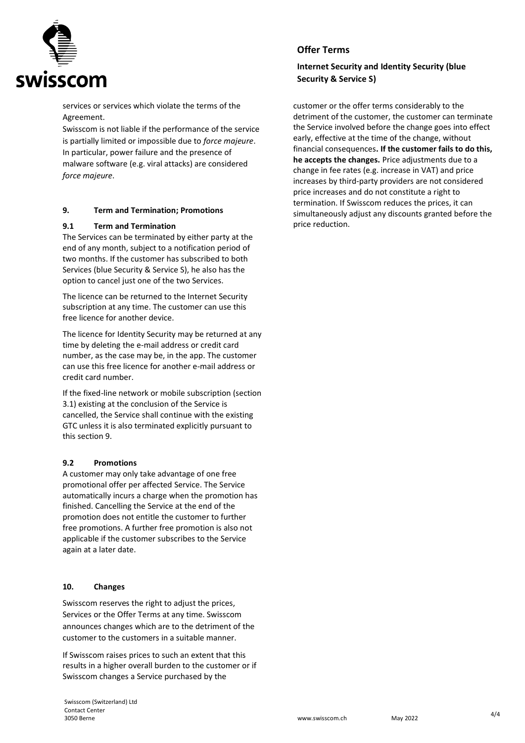services or services which violate the terms of the Agreement.

Swisscom is not liable if the performance of the service is partially limited or impossible due to *force majeure*. In particular, power failure and the presence of malware software (e.g. viral attacks) are considered *force majeure*.

## 9. Term and Termination; Promotions

### 9.1 Term and Termination

The Services can be terminated by either party at the end of any month, subject to a notification period of two months. If the customer has subscribed to both Services (blue Security & Service S), he also has the option to cancel just one of the two Services.

The licence can be returned to the Internet Security subscription at any time. The customer can use this free licence for another device.

The licence for Identity Security may be returned at any time by deleting the e-mail address or credit card number, as the case may be, in the app. The customer can use this free licence for another e-mail address or credit card number.

If the fixed-line network or mobile subscription (section 3.1) existing at the conclusion of the Service is cancelled, the Service shall continue with the existing GTC unless it is also terminated explicitly pursuant to this section 9.

### 9.2 Promotions

A customer may only take advantage of one free promotional offer per affected Service. The Service automatically incurs a charge when the promotion has finished. Cancelling the Service at the end of the promotion does not entitle the customer to further free promotions. A further free promotion is also not applicable if the customer subscribes to the Service again at a later date.

## 10. Changes

Swisscom reserves the right to adjust the prices, Services or the Offer Terms at any time. Swisscom announces changes which are to the detriment of the customer to the customers in a suitable manner.

If Swisscom raises prices to such an extent that this results in a higher overall burden to the customer or if Swisscom changes a Service purchased by the customer or the offer terms considerably to the detriment of the customer, the customer can terminate the Service involved before the change goes into effect early, effective at the time of the change, without financial consequences**. If the customer fails to do this, he accepts the changes.** Price adjustments due to a change in fee rates (e.g. increase in VAT) and price increases by third-party providers are not considered price increases and do not constitute a right to termination. If Swisscom reduces the prices, it can simultaneously adjust any discounts granted before the price reduction.